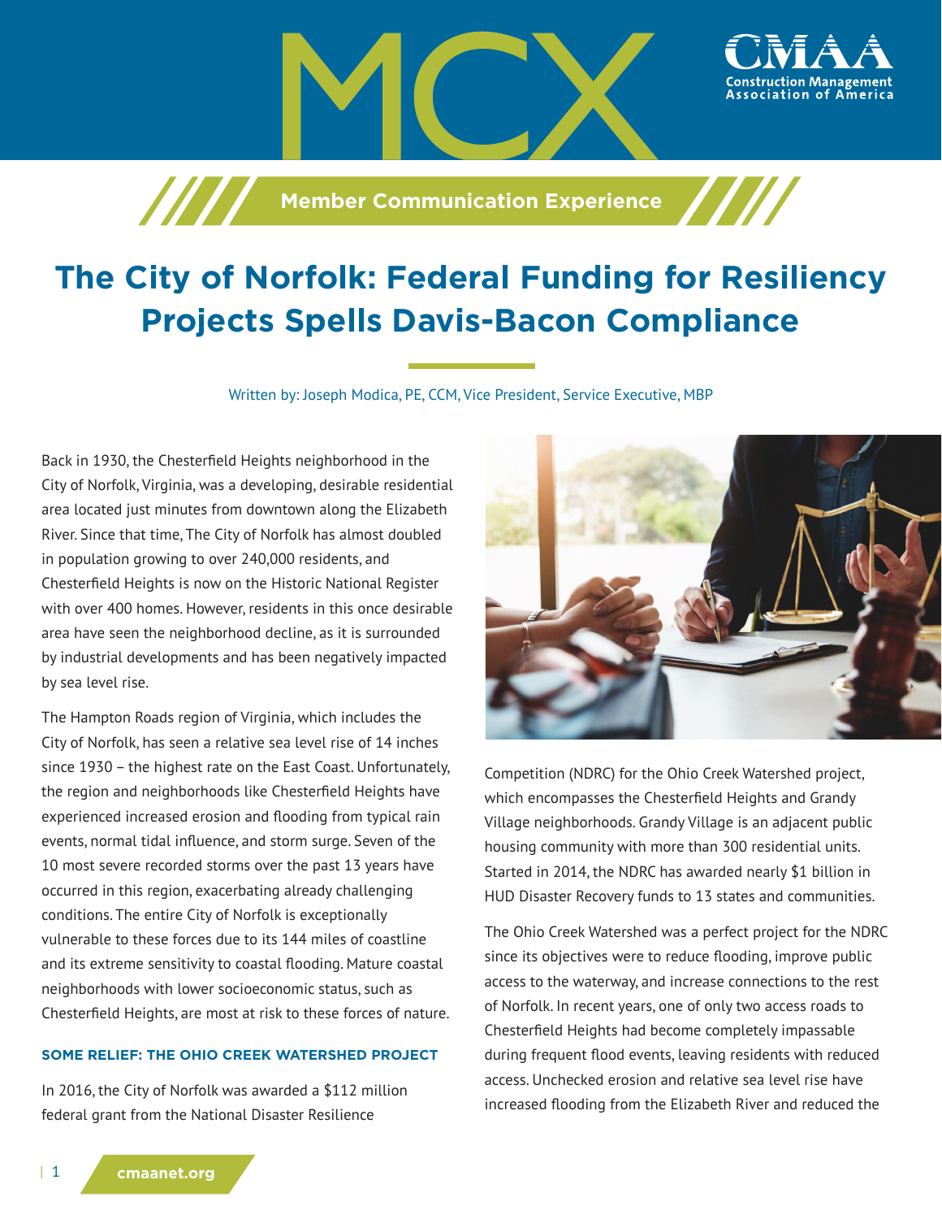# The City of Norfolk: Federal Funding for Resiliency Projects Spells Davis-Bacon Compliance

Written by: Joseph Modica, PE, CCM, Vice President, Service Executive, MBP

Back in 1930, the Chesterfield Heights neighborhood in the City of Norfolk, Virginia, was a developing, desirable residential area located just minutes from downtown along the Elizabeth River. Since that time, The City of Norfolk has almost doubled in population growing to over 240,000 residents, and Chesterfield Heights is now on the Historic National Register with over 400 homes. However, residents in this once desirable area have seen the neighborhood decline, as it is surrounded by industrial developments and has been negatively impacted by sea level rise.

The Hampton Roads region of Virginia, which includes the City of Norfolk, has seen a relative sea level rise of 14 inches since 1930 – the highest rate on the East Coast. Unfortunately, the region and neighborhoods like Chesterfield Heights have experienced increased erosion and flooding from typical rain events, normal tidal influence, and storm surge. Seven of the 10 most severe recorded storms over the past 13 years have occurred in this region, exacerbating already challenging conditions. The entire City of Norfolk is exceptionally vulnerable to these forces due to its 144 miles of coastline and its extreme sensitivity to coastal flooding. Mature coastal neighborhoods with lower socioeconomic status, such as Chesterfield Heights, are most at risk to these forces of nature.

### SOME RELIEF: THE OHIO CREEK WATERSHED PROJECT

In 2016, the City of Norfolk was awarded a $112 million federal grant from the National Disaster Resilience Competition (NDRC) for the Ohio Creek Watershed project, which encompasses the Chesterfield Heights and Grandy Village neighborhoods. Grandy Village is an adjacent public housing community with more than 300 residential units. Started in 2014, the NDRC has awarded nearly $1 billion in HUD Disaster Recovery funds to 13 states and communities.

The Ohio Creek Watershed was a perfect project for the NDRC since its objectives were to reduce flooding, improve public access to the waterway, and increase connections to the rest of Norfolk. In recent years, one of only two access roads to Chesterfield Heights had become completely impassable during frequent flood events, leaving residents with reduced access. Unchecked erosion and relative sea level rise have increased flooding from the Elizabeth River and reduced the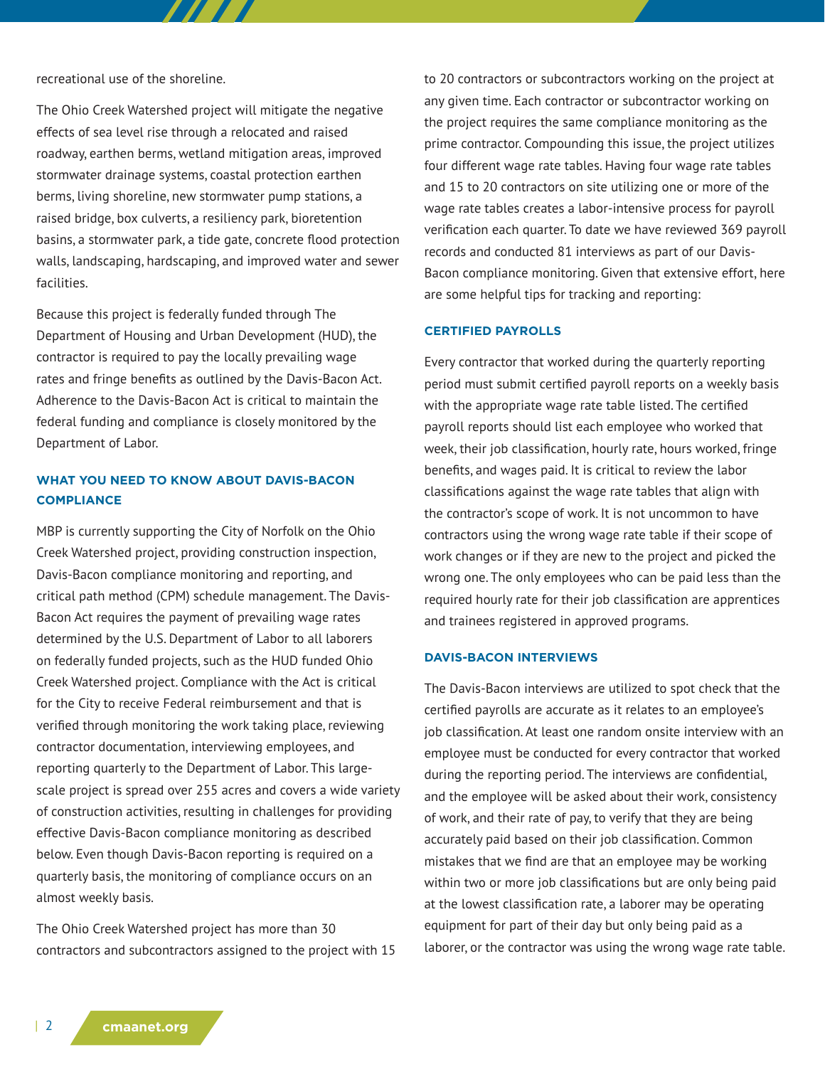recreational use of the shoreline.

The Ohio Creek Watershed project will mitigate the negative effects of sea level rise through a relocated and raised roadway, earthen berms, wetland mitigation areas, improved stormwater drainage systems, coastal protection earthen berms, living shoreline, new stormwater pump stations, a raised bridge, box culverts, a resiliency park, bioretention basins, a stormwater park, a tide gate, concrete flood protection walls, landscaping, hardscaping, and improved water and sewer facilities.

Because this project is federally funded through The Department of Housing and Urban Development (HUD), the contractor is required to pay the locally prevailing wage rates and fringe benefits as outlined by the Davis-Bacon Act. Adherence to the Davis-Bacon Act is critical to maintain the federal funding and compliance is closely monitored by the Department of Labor.

### WHAT YOU NEED TO KNOW ABOUT DAVIS-BACON COMPLIANCE

MBP is currently supporting the City of Norfolk on the Ohio Creek Watershed project, providing construction inspection, Davis-Bacon compliance monitoring and reporting, and critical path method (CPM) schedule management. The Davis-Bacon Act requires the payment of prevailing wage rates determined by the U.S. Department of Labor to all laborers on federally funded projects, such as the HUD funded Ohio Creek Watershed project. Compliance with the Act is critical for the City to receive Federal reimbursement and that is verified through monitoring the work taking place, reviewing contractor documentation, interviewing employees, and reporting quarterly to the Department of Labor. This large-scale project is spread over 255 acres and covers a wide variety of construction activities, resulting in challenges for providing effective Davis-Bacon compliance monitoring as described below. Even though Davis-Bacon reporting is required on a quarterly basis, the monitoring of compliance occurs on an almost weekly basis.

The Ohio Creek Watershed project has more than 30 contractors and subcontractors assigned to the project with 15 to 20 contractors or subcontractors working on the project at any given time. Each contractor or subcontractor working on the project requires the same compliance monitoring as the prime contractor. Compounding this issue, the project utilizes four different wage rate tables. Having four wage rate tables and 15 to 20 contractors on site utilizing one or more of the wage rate tables creates a labor-intensive process for payroll verification each quarter. To date we have reviewed 369 payroll records and conducted 81 interviews as part of our Davis-Bacon compliance monitoring. Given that extensive effort, here are some helpful tips for tracking and reporting:

### CERTIFIED PAYROLLS

Every contractor that worked during the quarterly reporting period must submit certified payroll reports on a weekly basis with the appropriate wage rate table listed. The certified payroll reports should list each employee who worked that week, their job classification, hourly rate, hours worked, fringe benefits, and wages paid. It is critical to review the labor classifications against the wage rate tables that align with the contractor's scope of work. It is not uncommon to have contractors using the wrong wage rate table if their scope of work changes or if they are new to the project and picked the wrong one. The only employees who can be paid less than the required hourly rate for their job classification are apprentices and trainees registered in approved programs.

### DAVIS-BACON INTERVIEWS

The Davis-Bacon interviews are utilized to spot check that the certified payrolls are accurate as it relates to an employee's job classification. At least one random onsite interview with an employee must be conducted for every contractor that worked during the reporting period. The interviews are confidential, and the employee will be asked about their work, consistency of work, and their rate of pay, to verify that they are being accurately paid based on their job classification. Common mistakes that we find are that an employee may be working within two or more job classifications but are only being paid at the lowest classification rate, a laborer may be operating equipment for part of their day but only being paid as a laborer, or the contractor was using the wrong wage rate table.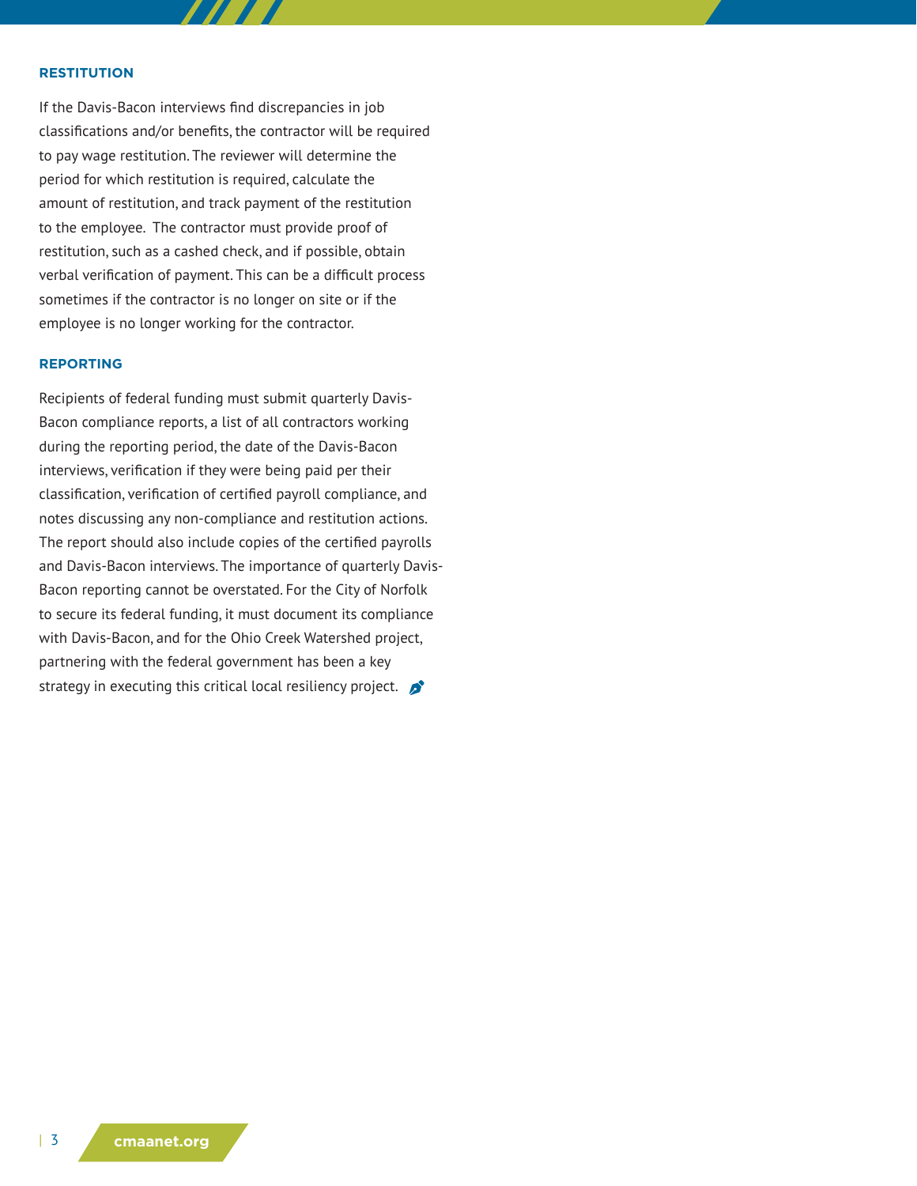### RESTITUTION

If the Davis-Bacon interviews find discrepancies in job classifications and/or benefits, the contractor will be required to pay wage restitution. The reviewer will determine the period for which restitution is required, calculate the amount of restitution, and track payment of the restitution to the employee. The contractor must provide proof of restitution, such as a cashed check, and if possible, obtain verbal verification of payment. This can be a difficult process sometimes if the contractor is no longer on site or if the employee is no longer working for the contractor.

### REPORTING

Recipients of federal funding must submit quarterly Davis-Bacon compliance reports, a list of all contractors working during the reporting period, the date of the Davis-Bacon interviews, verification if they were being paid per their classification, verification of certified payroll compliance, and notes discussing any non-compliance and restitution actions. The report should also include copies of the certified payrolls and Davis-Bacon interviews. The importance of quarterly Davis-Bacon reporting cannot be overstated. For the City of Norfolk to secure its federal funding, it must document its compliance with Davis-Bacon, and for the Ohio Creek Watershed project, partnering with the federal government has been a key strategy in executing this critical local resiliency project.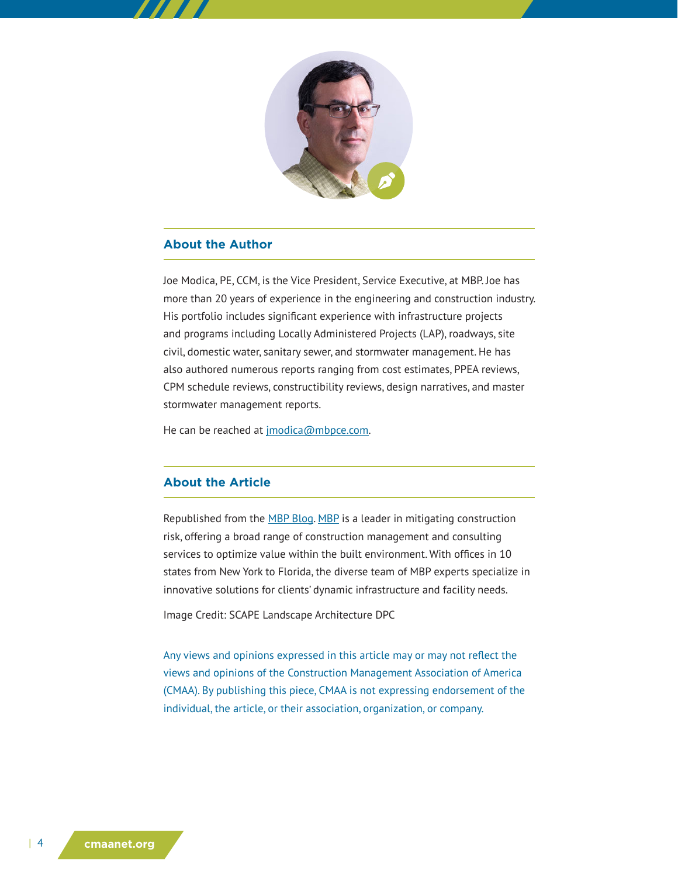## About the Author

Joe Modica, PE, CCM, is the Vice President, Service Executive, at MBP. Joe has more than 20 years of experience in the engineering and construction industry. His portfolio includes significant experience with infrastructure projects and programs including Locally Administered Projects (LAP), roadways, site civil, domestic water, sanitary sewer, and stormwater management. He has also authored numerous reports ranging from cost estimates, PPEA reviews, CPM schedule reviews, constructibility reviews, design narratives, and master stormwater management reports.

He can be reached at jmodica@mbpce.com.

## About the Article

Republished from the MBP Blog. MBP is a leader in mitigating construction risk, offering a broad range of construction management and consulting services to optimize value within the built environment. With offices in 10 states from New York to Florida, the diverse team of MBP experts specialize in innovative solutions for clients' dynamic infrastructure and facility needs.

Image Credit: SCAPE Landscape Architecture DPC

Any views and opinions expressed in this article may or may not reflect the views and opinions of the Construction Management Association of America (CMAA). By publishing this piece, CMAA is not expressing endorsement of the individual, the article, or their association, organization, or company.